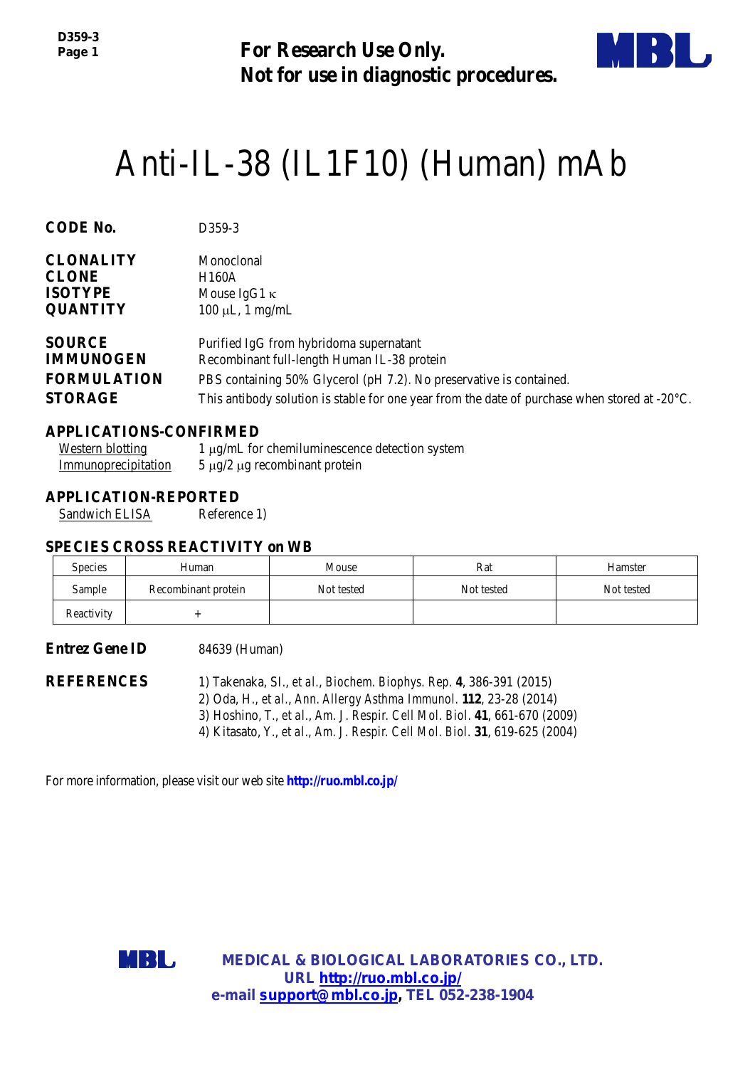**For Research Use Only.**
**Not for use in diagnostic procedures.**

# Anti-IL-38 (IL1F10) (Human) mAb

**CODE No.** D359-3

**CLONALITY** Monoclonal
**CLONE** H160A
**ISOTYPE** Mouse IgG1 κ
**QUANTITY** 100 μL, 1 mg/mL

**SOURCE** Purified IgG from hybridoma supernatant
**IMMUNOGEN** Recombinant full-length Human IL-38 protein
**FORMULATION** PBS containing 50% Glycerol (pH 7.2). No preservative is contained.
**STORAGE** This antibody solution is stable for one year from the date of purchase when stored at -20°C.

## APPLICATIONS-CONFIRMED

Western blotting — 1 μg/mL for chemiluminescence detection system
Immunoprecipitation — 5 μg/2 μg recombinant protein

## APPLICATION-REPORTED

Sandwich ELISA — Reference 1)

## SPECIES CROSS REACTIVITY on WB

| Species | Human | Mouse | Rat | Hamster |
|---|---|---|---|---|
| Sample | Recombinant protein | Not tested | Not tested | Not tested |
| Reactivity | + | | | |

**Entrez Gene ID** 84639 (Human)

**REFERENCES**

1) Takenaka, SI., *et al.*, *Biochem. Biophys. Rep.* **4**, 386-391 (2015)
2) Oda, H., *et al.*, *Ann. Allergy Asthma Immunol.* **112**, 23-28 (2014)
3) Hoshino, T., *et al.*, *Am. J. Respir. Cell Mol. Biol.* **41**, 661-670 (2009)
4) Kitasato, Y., *et al.*, *Am. J. Respir. Cell Mol. Biol.* **31**, 619-625 (2004)

For more information, please visit our web site **http://ruo.mbl.co.jp/**

**MEDICAL & BIOLOGICAL LABORATORIES CO., LTD.**
**URL http://ruo.mbl.co.jp/**
**e-mail support@mbl.co.jp, TEL 052-238-1904**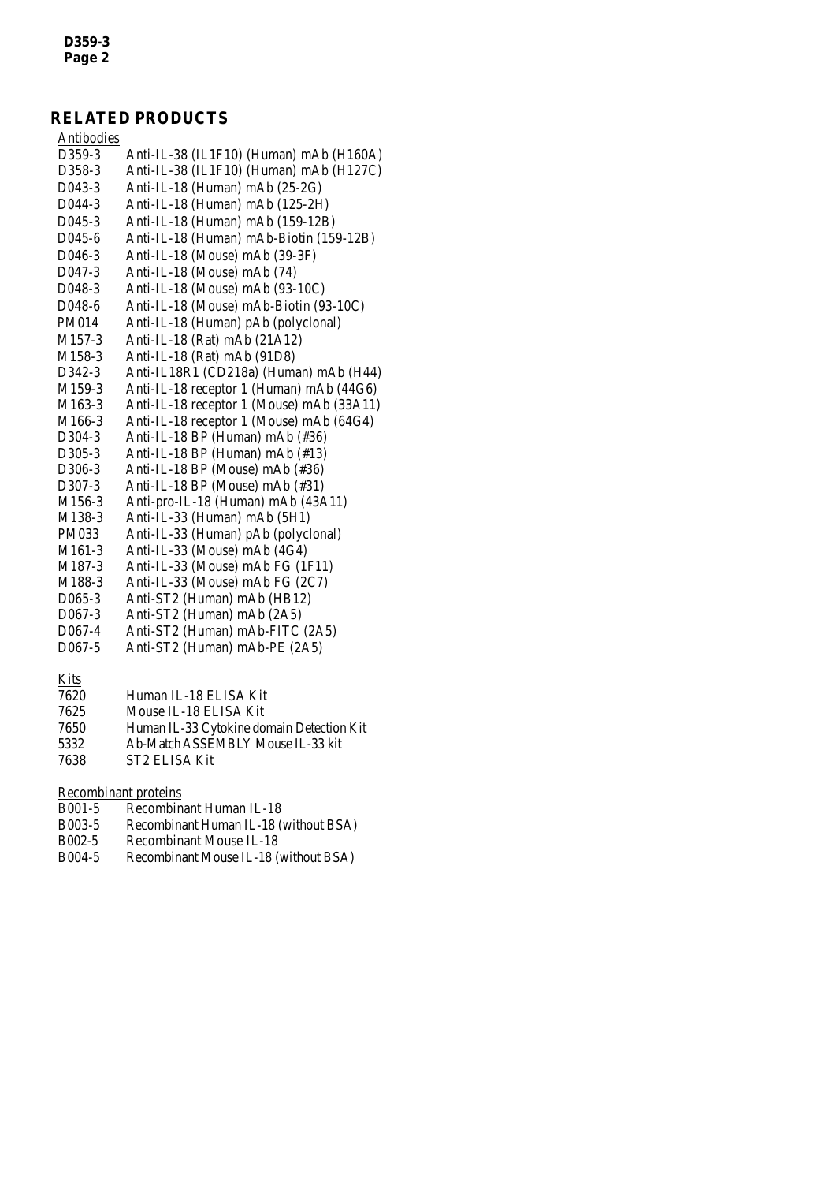## RELATED PRODUCTS

Antibodies

| | |
|---|---|
| D359-3 | Anti-IL-38 (IL1F10) (Human) mAb (H160A) |
| D358-3 | Anti-IL-38 (IL1F10) (Human) mAb (H127C) |
| D043-3 | Anti-IL-18 (Human) mAb (25-2G) |
| D044-3 | Anti-IL-18 (Human) mAb (125-2H) |
| D045-3 | Anti-IL-18 (Human) mAb (159-12B) |
| D045-6 | Anti-IL-18 (Human) mAb-Biotin (159-12B) |
| D046-3 | Anti-IL-18 (Mouse) mAb (39-3F) |
| D047-3 | Anti-IL-18 (Mouse) mAb (74) |
| D048-3 | Anti-IL-18 (Mouse) mAb (93-10C) |
| D048-6 | Anti-IL-18 (Mouse) mAb-Biotin (93-10C) |
| PM014 | Anti-IL-18 (Human) pAb (polyclonal) |
| M157-3 | Anti-IL-18 (Rat) mAb (21A12) |
| M158-3 | Anti-IL-18 (Rat) mAb (91D8) |
| D342-3 | Anti-IL18R1 (CD218a) (Human) mAb (H44) |
| M159-3 | Anti-IL-18 receptor 1 (Human) mAb (44G6) |
| M163-3 | Anti-IL-18 receptor 1 (Mouse) mAb (33A11) |
| M166-3 | Anti-IL-18 receptor 1 (Mouse) mAb (64G4) |
| D304-3 | Anti-IL-18 BP (Human) mAb (#36) |
| D305-3 | Anti-IL-18 BP (Human) mAb (#13) |
| D306-3 | Anti-IL-18 BP (Mouse) mAb (#36) |
| D307-3 | Anti-IL-18 BP (Mouse) mAb (#31) |
| M156-3 | Anti-pro-IL-18 (Human) mAb (43A11) |
| M138-3 | Anti-IL-33 (Human) mAb (5H1) |
| PM033 | Anti-IL-33 (Human) pAb (polyclonal) |
| M161-3 | Anti-IL-33 (Mouse) mAb (4G4) |
| M187-3 | Anti-IL-33 (Mouse) mAb FG (1F11) |
| M188-3 | Anti-IL-33 (Mouse) mAb FG (2C7) |
| D065-3 | Anti-ST2 (Human) mAb (HB12) |
| D067-3 | Anti-ST2 (Human) mAb (2A5) |
| D067-4 | Anti-ST2 (Human) mAb-FITC (2A5) |
| D067-5 | Anti-ST2 (Human) mAb-PE (2A5) |

Kits

| | |
|---|---|
| 7620 | Human IL-18 ELISA Kit |
| 7625 | Mouse IL-18 ELISA Kit |
| 7650 | Human IL-33 Cytokine domain Detection Kit |
| 5332 | Ab-Match ASSEMBLY Mouse IL-33 kit |
| 7638 | ST2 ELISA Kit |

Recombinant proteins

| | |
|---|---|
| B001-5 | Recombinant Human IL-18 |
| B003-5 | Recombinant Human IL-18 (without BSA) |
| B002-5 | Recombinant Mouse IL-18 |
| B004-5 | Recombinant Mouse IL-18 (without BSA) |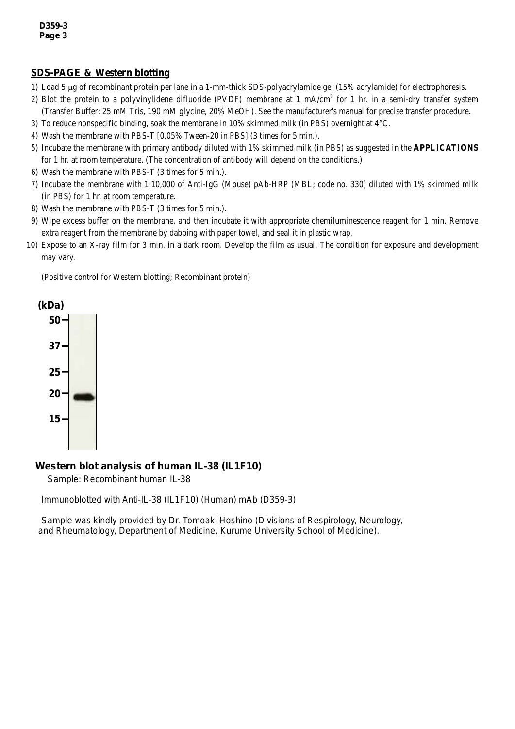## SDS-PAGE & Western blotting

1) Load 5 μg of recombinant protein per lane in a 1-mm-thick SDS-polyacrylamide gel (15% acrylamide) for electrophoresis.
2) Blot the protein to a polyvinylidene difluoride (PVDF) membrane at 1 mA/$cm^2$ for 1 hr. in a semi-dry transfer system (Transfer Buffer: 25 mM Tris, 190 mM glycine, 20% MeOH). See the manufacturer's manual for precise transfer procedure.
3) To reduce nonspecific binding, soak the membrane in 10% skimmed milk (in PBS) overnight at 4°C.
4) Wash the membrane with PBS-T [0.05% Tween-20 in PBS] (3 times for 5 min.).
5) Incubate the membrane with primary antibody diluted with 1% skimmed milk (in PBS) as suggested in the **APPLICATIONS** for 1 hr. at room temperature. (The concentration of antibody will depend on the conditions.)
6) Wash the membrane with PBS-T (3 times for 5 min.).
7) Incubate the membrane with 1:10,000 of Anti-IgG (Mouse) pAb-HRP (MBL; code no. 330) diluted with 1% skimmed milk (in PBS) for 1 hr. at room temperature.
8) Wash the membrane with PBS-T (3 times for 5 min.).
9) Wipe excess buffer on the membrane, and then incubate it with appropriate chemiluminescence reagent for 1 min. Remove extra reagent from the membrane by dabbing with paper towel, and seal it in plastic wrap.
10) Expose to an X-ray film for 3 min. in a dark room. Develop the film as usual. The condition for exposure and development may vary.

(Positive control for Western blotting; Recombinant protein)

(kDa)
50
37
25
20
15

**Western blot analysis of human IL-38 (IL1F10)**

Sample: Recombinant human IL-38

Immunoblotted with Anti-IL-38 (IL1F10) (Human) mAb (D359-3)

Sample was kindly provided by Dr. Tomoaki Hoshino (Divisions of Respirology, Neurology, and Rheumatology, Department of Medicine, Kurume University School of Medicine).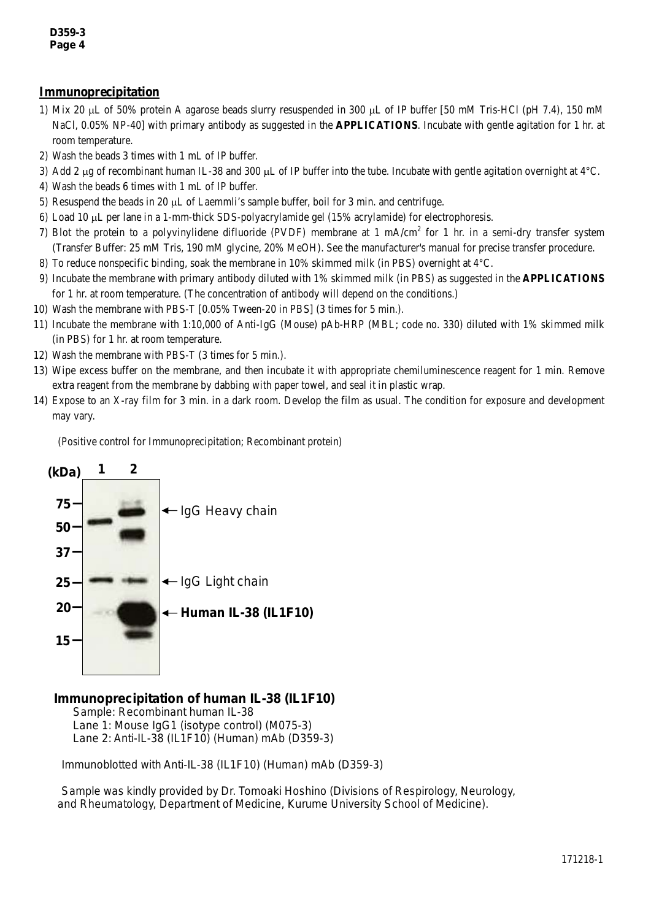## Immunoprecipitation

1) Mix 20 μL of 50% protein A agarose beads slurry resuspended in 300 μL of IP buffer [50 mM Tris-HCl (pH 7.4), 150 mM NaCl, 0.05% NP-40] with primary antibody as suggested in the **APPLICATIONS**. Incubate with gentle agitation for 1 hr. at room temperature.
2) Wash the beads 3 times with 1 mL of IP buffer.
3) Add 2 μg of recombinant human IL-38 and 300 μL of IP buffer into the tube. Incubate with gentle agitation overnight at 4°C.
4) Wash the beads 6 times with 1 mL of IP buffer.
5) Resuspend the beads in 20 μL of Laemmli's sample buffer, boil for 3 min. and centrifuge.
6) Load 10 μL per lane in a 1-mm-thick SDS-polyacrylamide gel (15% acrylamide) for electrophoresis.
7) Blot the protein to a polyvinylidene difluoride (PVDF) membrane at 1 mA/cm$^2$ for 1 hr. in a semi-dry transfer system (Transfer Buffer: 25 mM Tris, 190 mM glycine, 20% MeOH). See the manufacturer's manual for precise transfer procedure.
8) To reduce nonspecific binding, soak the membrane in 10% skimmed milk (in PBS) overnight at 4°C.
9) Incubate the membrane with primary antibody diluted with 1% skimmed milk (in PBS) as suggested in the **APPLICATIONS** for 1 hr. at room temperature. (The concentration of antibody will depend on the conditions.)
10) Wash the membrane with PBS-T [0.05% Tween-20 in PBS] (3 times for 5 min.).
11) Incubate the membrane with 1:10,000 of Anti-IgG (Mouse) pAb-HRP (MBL; code no. 330) diluted with 1% skimmed milk (in PBS) for 1 hr. at room temperature.
12) Wash the membrane with PBS-T (3 times for 5 min.).
13) Wipe excess buffer on the membrane, and then incubate it with appropriate chemiluminescence reagent for 1 min. Remove extra reagent from the membrane by dabbing with paper towel, and seal it in plastic wrap.
14) Expose to an X-ray film for 3 min. in a dark room. Develop the film as usual. The condition for exposure and development may vary.

(Positive control for Immunoprecipitation; Recombinant protein)

(kDa) 1 2

75
50
37
25
20
15

← IgG Heavy chain

← IgG Light chain

← **Human IL-38 (IL1F10)**

**Immunoprecipitation of human IL-38 (IL1F10)**

Sample: Recombinant human IL-38

Lane 1: Mouse IgG1 (isotype control) (M075-3)

Lane 2: Anti-IL-38 (IL1F10) (Human) mAb (D359-3)

Immunoblotted with Anti-IL-38 (IL1F10) (Human) mAb (D359-3)

Sample was kindly provided by Dr. Tomoaki Hoshino (Divisions of Respirology, Neurology, and Rheumatology, Department of Medicine, Kurume University School of Medicine).

171218-1